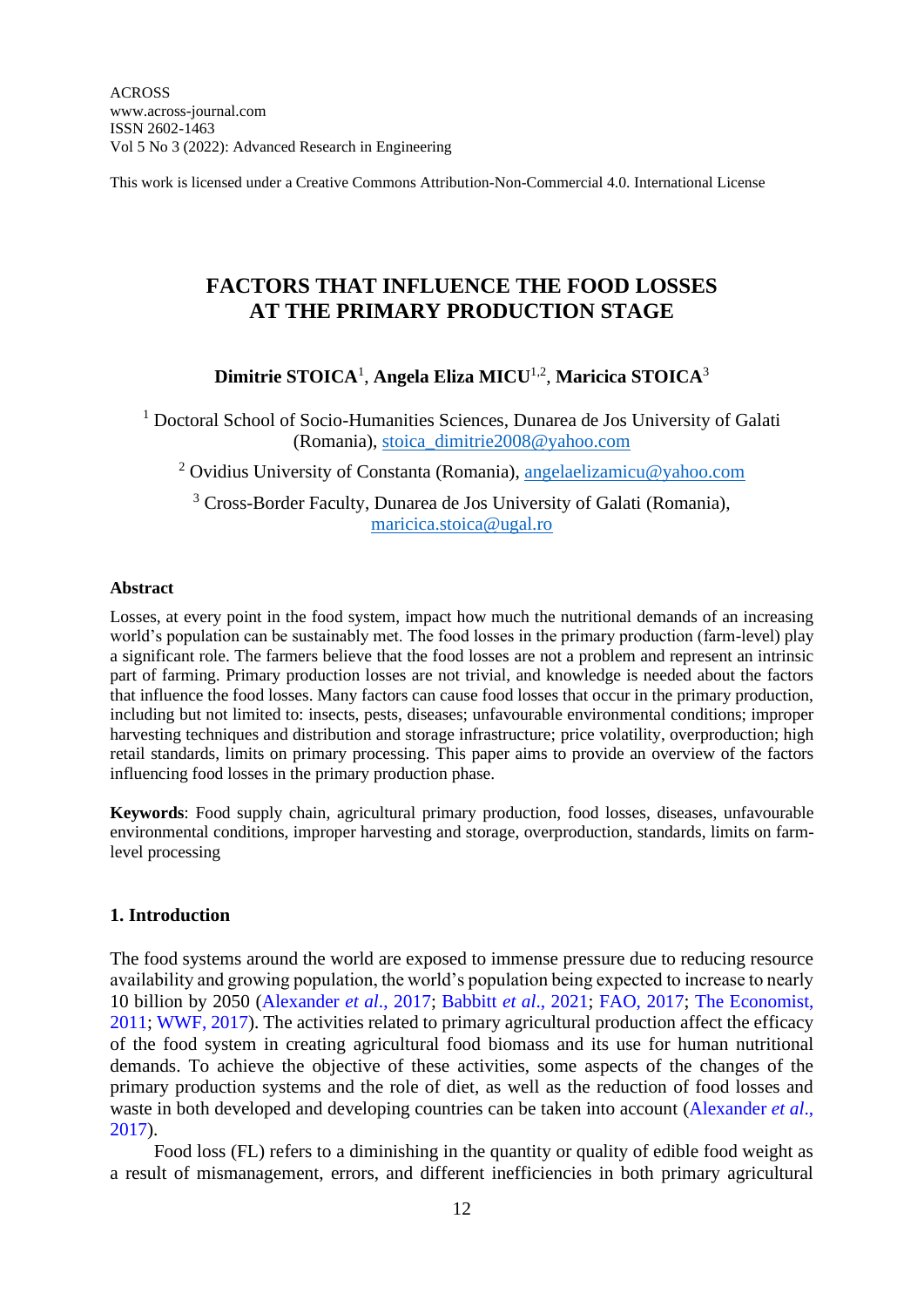ACROSS
www.across-journal.com
ISSN 2602-1463
Vol 5 No 3 (2022): Advanced Research in Engineering

This work is licensed under a Creative Commons Attribution-Non-Commercial 4.0. International License

# FACTORS THAT INFLUENCE THE FOOD LOSSES AT THE PRIMARY PRODUCTION STAGE

**Dimitrie STOICA**[1], **Angela Eliza MICU**[1,2], **Maricica STOICA**[3]

[1] Doctoral School of Socio-Humanities Sciences, Dunarea de Jos University of Galati (Romania), stoica_dimitrie2008@yahoo.com

[2] Ovidius University of Constanta (Romania), angelaelizamicu@yahoo.com

[3] Cross-Border Faculty, Dunarea de Jos University of Galati (Romania), maricica.stoica@ugal.ro

#### Abstract

Losses, at every point in the food system, impact how much the nutritional demands of an increasing world's population can be sustainably met. The food losses in the primary production (farm-level) play a significant role. The farmers believe that the food losses are not a problem and represent an intrinsic part of farming. Primary production losses are not trivial, and knowledge is needed about the factors that influence the food losses. Many factors can cause food losses that occur in the primary production, including but not limited to: insects, pests, diseases; unfavourable environmental conditions; improper harvesting techniques and distribution and storage infrastructure; price volatility, overproduction; high retail standards, limits on primary processing. This paper aims to provide an overview of the factors influencing food losses in the primary production phase.

**Keywords**: Food supply chain, agricultural primary production, food losses, diseases, unfavourable environmental conditions, improper harvesting and storage, overproduction, standards, limits on farm-level processing

## 1. Introduction

The food systems around the world are exposed to immense pressure due to reducing resource availability and growing population, the world's population being expected to increase to nearly 10 billion by 2050 (Alexander *et al.*, 2017; Babbitt *et al.*, 2021; FAO, 2017; The Economist, 2011; WWF, 2017). The activities related to primary agricultural production affect the efficacy of the food system in creating agricultural food biomass and its use for human nutritional demands. To achieve the objective of these activities, some aspects of the changes of the primary production systems and the role of diet, as well as the reduction of food losses and waste in both developed and developing countries can be taken into account (Alexander *et al.*, 2017).

Food loss (FL) refers to a diminishing in the quantity or quality of edible food weight as a result of mismanagement, errors, and different inefficiencies in both primary agricultural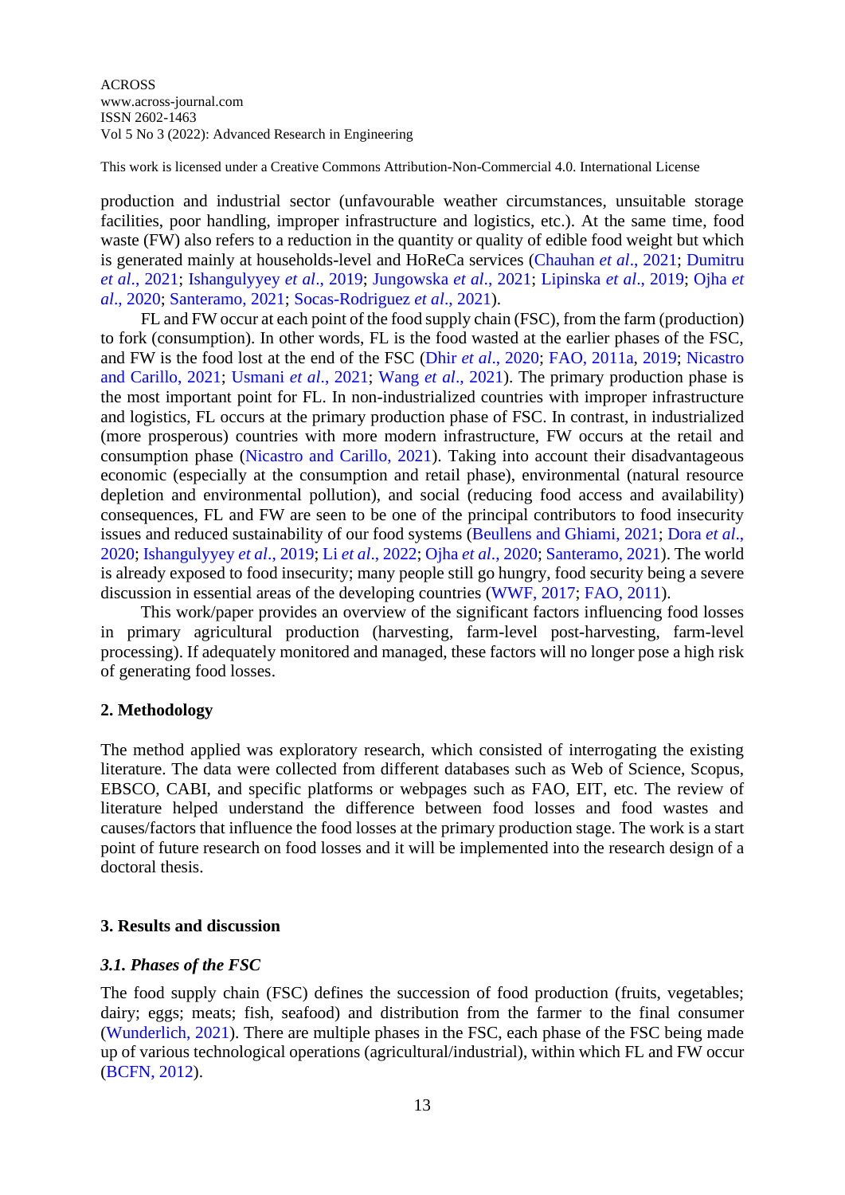production and industrial sector (unfavourable weather circumstances, unsuitable storage facilities, poor handling, improper infrastructure and logistics, etc.). At the same time, food waste (FW) also refers to a reduction in the quantity or quality of edible food weight but which is generated mainly at households-level and HoReCa services (Chauhan *et al*., 2021; Dumitru *et al*., 2021; Ishangulyyey *et al*., 2019; Jungowska *et al*., 2021; Lipinska *et al*., 2019; Ojha *et al*., 2020; Santeramo, 2021; Socas-Rodriguez *et al*., 2021).

FL and FW occur at each point of the food supply chain (FSC), from the farm (production) to fork (consumption). In other words, FL is the food wasted at the earlier phases of the FSC, and FW is the food lost at the end of the FSC (Dhir *et al*., 2020; FAO, 2011a, 2019; Nicastro and Carillo, 2021; Usmani *et al*., 2021; Wang *et al*., 2021). The primary production phase is the most important point for FL. In non-industrialized countries with improper infrastructure and logistics, FL occurs at the primary production phase of FSC. In contrast, in industrialized (more prosperous) countries with more modern infrastructure, FW occurs at the retail and consumption phase (Nicastro and Carillo, 2021). Taking into account their disadvantageous economic (especially at the consumption and retail phase), environmental (natural resource depletion and environmental pollution), and social (reducing food access and availability) consequences, FL and FW are seen to be one of the principal contributors to food insecurity issues and reduced sustainability of our food systems (Beullens and Ghiami, 2021; Dora *et al*., 2020; Ishangulyyey *et al*., 2019; Li *et al*., 2022; Ojha *et al*., 2020; Santeramo, 2021). The world is already exposed to food insecurity; many people still go hungry, food security being a severe discussion in essential areas of the developing countries (WWF, 2017; FAO, 2011).

This work/paper provides an overview of the significant factors influencing food losses in primary agricultural production (harvesting, farm-level post-harvesting, farm-level processing). If adequately monitored and managed, these factors will no longer pose a high risk of generating food losses.

## 2. Methodology

The method applied was exploratory research, which consisted of interrogating the existing literature. The data were collected from different databases such as Web of Science, Scopus, EBSCO, CABI, and specific platforms or webpages such as FAO, EIT, etc. The review of literature helped understand the difference between food losses and food wastes and causes/factors that influence the food losses at the primary production stage. The work is a start point of future research on food losses and it will be implemented into the research design of a doctoral thesis.

## 3. Results and discussion

### *3.1. Phases of the FSC*

The food supply chain (FSC) defines the succession of food production (fruits, vegetables; dairy; eggs; meats; fish, seafood) and distribution from the farmer to the final consumer (Wunderlich, 2021). There are multiple phases in the FSC, each phase of the FSC being made up of various technological operations (agricultural/industrial), within which FL and FW occur (BCFN, 2012).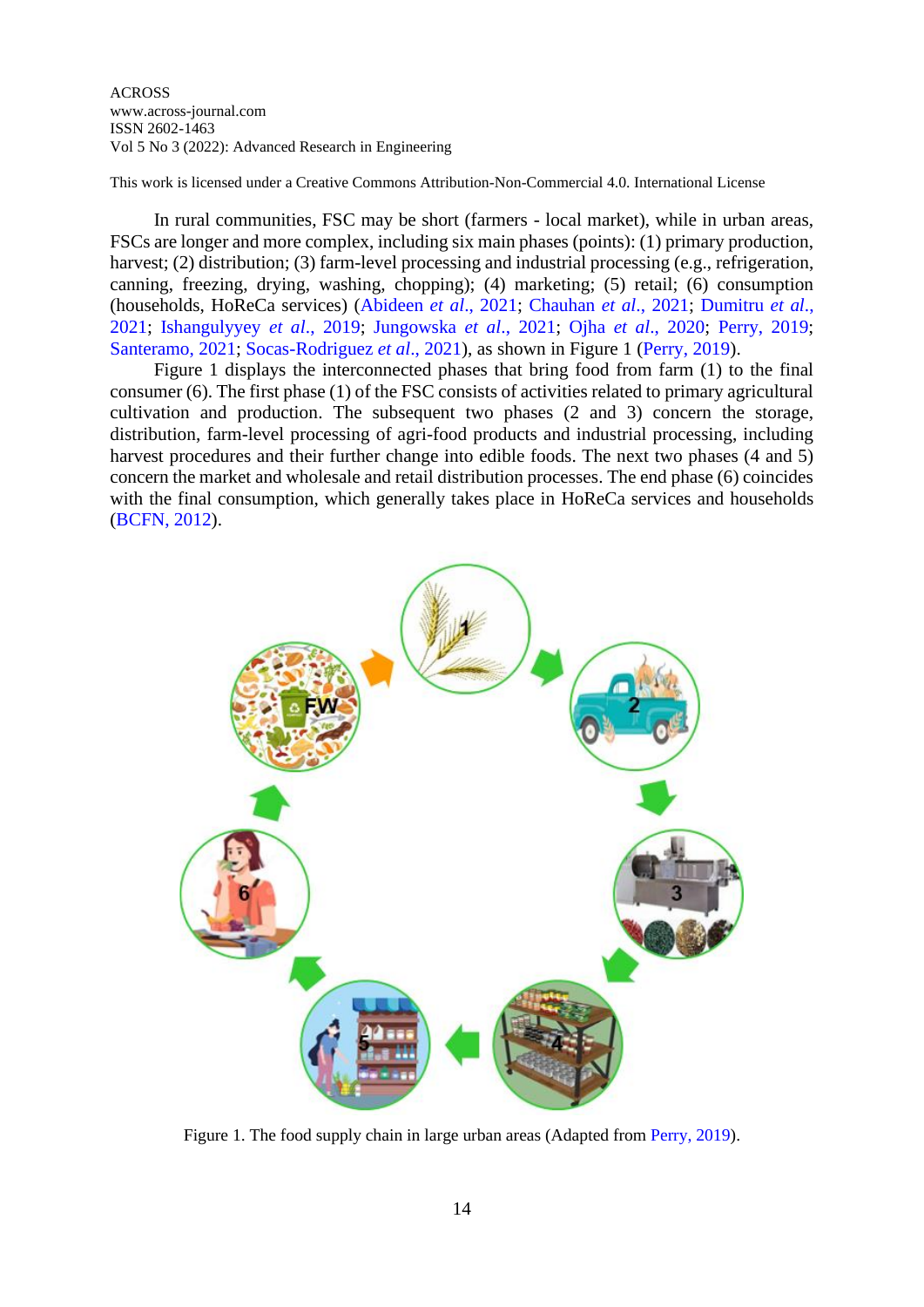In rural communities, FSC may be short (farmers - local market), while in urban areas, FSCs are longer and more complex, including six main phases (points): (1) primary production, harvest; (2) distribution; (3) farm-level processing and industrial processing (e.g., refrigeration, canning, freezing, drying, washing, chopping); (4) marketing; (5) retail; (6) consumption (households, HoReCa services) (Abideen *et al.*, 2021; Chauhan *et al.*, 2021; Dumitru *et al.*, 2021; Ishangulyyey *et al.*, 2019; Jungowska *et al.*, 2021; Ojha *et al.*, 2020; Perry, 2019; Santeramo, 2021; Socas-Rodriguez *et al.*, 2021), as shown in Figure 1 (Perry, 2019).

Figure 1 displays the interconnected phases that bring food from farm (1) to the final consumer (6). The first phase (1) of the FSC consists of activities related to primary agricultural cultivation and production. The subsequent two phases (2 and 3) concern the storage, distribution, farm-level processing of agri-food products and industrial processing, including harvest procedures and their further change into edible foods. The next two phases (4 and 5) concern the market and wholesale and retail distribution processes. The end phase (6) coincides with the final consumption, which generally takes place in HoReCa services and households (BCFN, 2012).

Figure 1. The food supply chain in large urban areas (Adapted from Perry, 2019).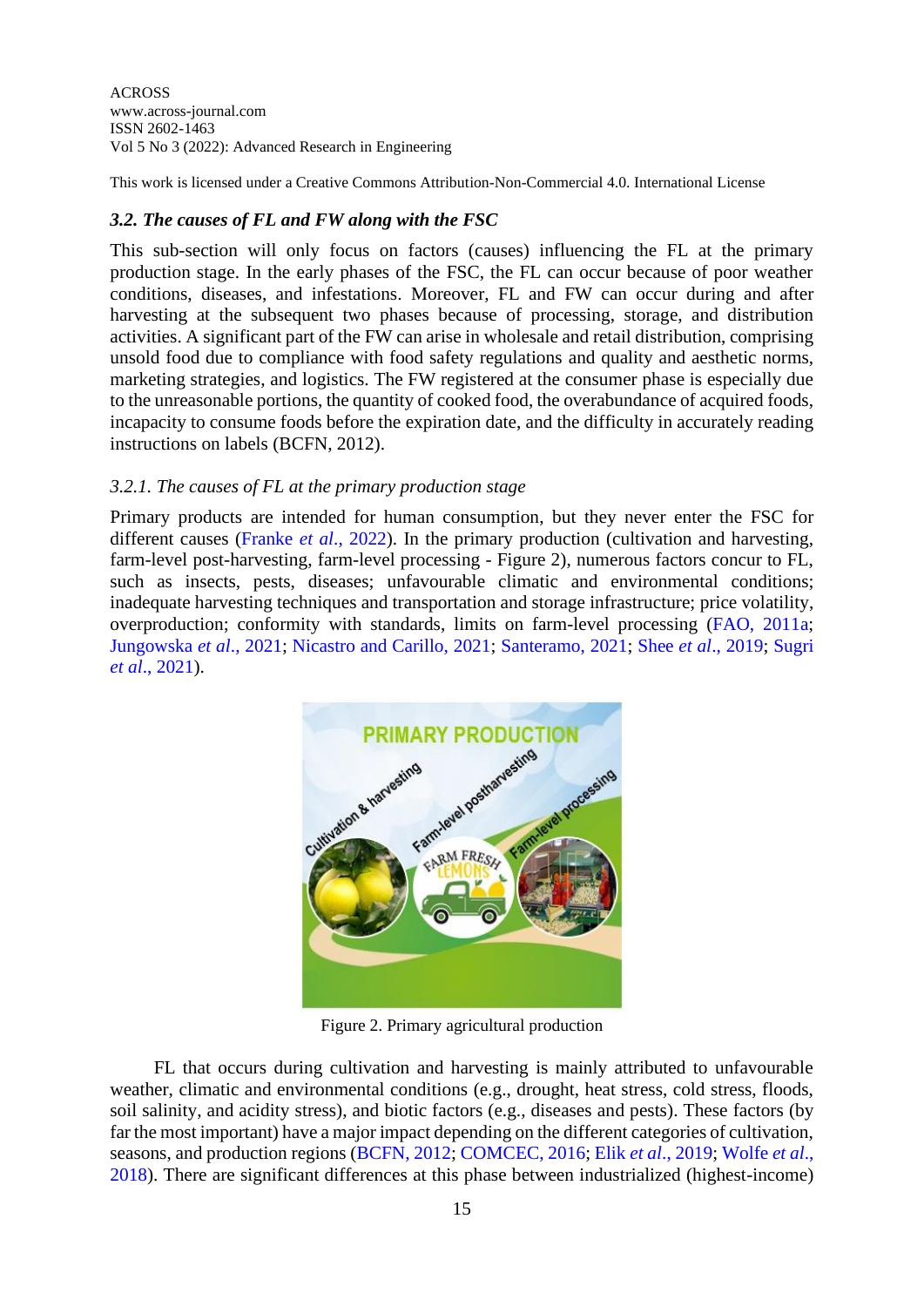### *3.2. The causes of FL and FW along with the FSC*

This sub-section will only focus on factors (causes) influencing the FL at the primary production stage. In the early phases of the FSC, the FL can occur because of poor weather conditions, diseases, and infestations. Moreover, FL and FW can occur during and after harvesting at the subsequent two phases because of processing, storage, and distribution activities. A significant part of the FW can arise in wholesale and retail distribution, comprising unsold food due to compliance with food safety regulations and quality and aesthetic norms, marketing strategies, and logistics. The FW registered at the consumer phase is especially due to the unreasonable portions, the quantity of cooked food, the overabundance of acquired foods, incapacity to consume foods before the expiration date, and the difficulty in accurately reading instructions on labels (BCFN, 2012).

#### *3.2.1. The causes of FL at the primary production stage*

Primary products are intended for human consumption, but they never enter the FSC for different causes (Franke *et al*., 2022). In the primary production (cultivation and harvesting, farm-level post-harvesting, farm-level processing - Figure 2), numerous factors concur to FL, such as insects, pests, diseases; unfavourable climatic and environmental conditions; inadequate harvesting techniques and transportation and storage infrastructure; price volatility, overproduction; conformity with standards, limits on farm-level processing (FAO, 2011a; Jungowska *et al*., 2021; Nicastro and Carillo, 2021; Santeramo, 2021; Shee *et al*., 2019; Sugri *et al*., 2021).

Figure 2. Primary agricultural production

FL that occurs during cultivation and harvesting is mainly attributed to unfavourable weather, climatic and environmental conditions (e.g., drought, heat stress, cold stress, floods, soil salinity, and acidity stress), and biotic factors (e.g., diseases and pests). These factors (by far the most important) have a major impact depending on the different categories of cultivation, seasons, and production regions (BCFN, 2012; COMCEC, 2016; Elik *et al*., 2019; Wolfe *et al*., 2018). There are significant differences at this phase between industrialized (highest-income)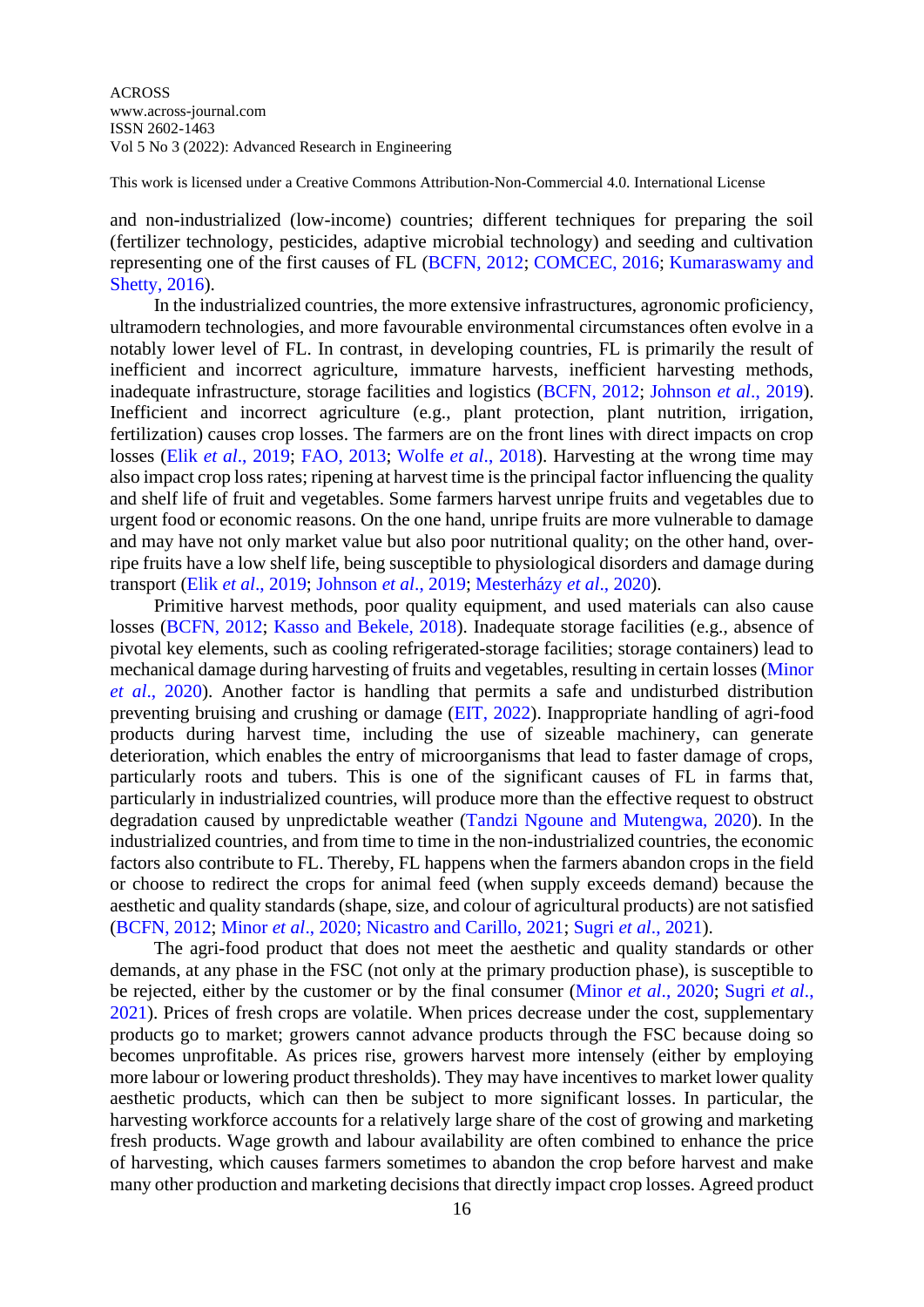and non-industrialized (low-income) countries; different techniques for preparing the soil (fertilizer technology, pesticides, adaptive microbial technology) and seeding and cultivation representing one of the first causes of FL (BCFN, 2012; COMCEC, 2016; Kumaraswamy and Shetty, 2016).

In the industrialized countries, the more extensive infrastructures, agronomic proficiency, ultramodern technologies, and more favourable environmental circumstances often evolve in a notably lower level of FL. In contrast, in developing countries, FL is primarily the result of inefficient and incorrect agriculture, immature harvests, inefficient harvesting methods, inadequate infrastructure, storage facilities and logistics (BCFN, 2012; Johnson *et al*., 2019). Inefficient and incorrect agriculture (e.g., plant protection, plant nutrition, irrigation, fertilization) causes crop losses. The farmers are on the front lines with direct impacts on crop losses (Elik *et al*., 2019; FAO, 2013; Wolfe *et al*., 2018). Harvesting at the wrong time may also impact crop loss rates; ripening at harvest time is the principal factor influencing the quality and shelf life of fruit and vegetables. Some farmers harvest unripe fruits and vegetables due to urgent food or economic reasons. On the one hand, unripe fruits are more vulnerable to damage and may have not only market value but also poor nutritional quality; on the other hand, over-ripe fruits have a low shelf life, being susceptible to physiological disorders and damage during transport (Elik *et al*., 2019; Johnson *et al*., 2019; Mesterházy *et al*., 2020).

Primitive harvest methods, poor quality equipment, and used materials can also cause losses (BCFN, 2012; Kasso and Bekele, 2018). Inadequate storage facilities (e.g., absence of pivotal key elements, such as cooling refrigerated-storage facilities; storage containers) lead to mechanical damage during harvesting of fruits and vegetables, resulting in certain losses (Minor *et al*., 2020). Another factor is handling that permits a safe and undisturbed distribution preventing bruising and crushing or damage (EIT, 2022). Inappropriate handling of agri-food products during harvest time, including the use of sizeable machinery, can generate deterioration, which enables the entry of microorganisms that lead to faster damage of crops, particularly roots and tubers. This is one of the significant causes of FL in farms that, particularly in industrialized countries, will produce more than the effective request to obstruct degradation caused by unpredictable weather (Tandzi Ngoune and Mutengwa, 2020). In the industrialized countries, and from time to time in the non-industrialized countries, the economic factors also contribute to FL. Thereby, FL happens when the farmers abandon crops in the field or choose to redirect the crops for animal feed (when supply exceeds demand) because the aesthetic and quality standards (shape, size, and colour of agricultural products) are not satisfied (BCFN, 2012; Minor *et al*., 2020; Nicastro and Carillo, 2021; Sugri *et al*., 2021).

The agri-food product that does not meet the aesthetic and quality standards or other demands, at any phase in the FSC (not only at the primary production phase), is susceptible to be rejected, either by the customer or by the final consumer (Minor *et al*., 2020; Sugri *et al*., 2021). Prices of fresh crops are volatile. When prices decrease under the cost, supplementary products go to market; growers cannot advance products through the FSC because doing so becomes unprofitable. As prices rise, growers harvest more intensely (either by employing more labour or lowering product thresholds). They may have incentives to market lower quality aesthetic products, which can then be subject to more significant losses. In particular, the harvesting workforce accounts for a relatively large share of the cost of growing and marketing fresh products. Wage growth and labour availability are often combined to enhance the price of harvesting, which causes farmers sometimes to abandon the crop before harvest and make many other production and marketing decisions that directly impact crop losses. Agreed product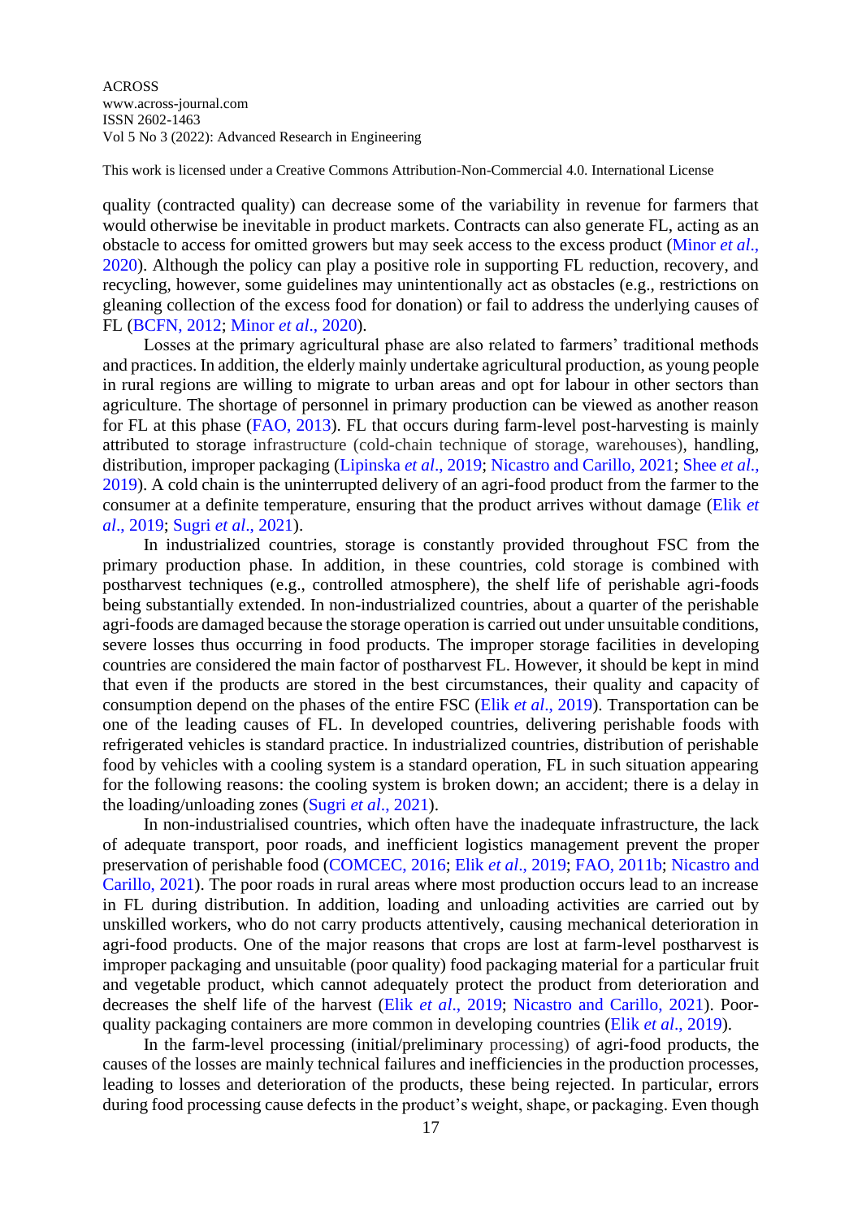quality (contracted quality) can decrease some of the variability in revenue for farmers that would otherwise be inevitable in product markets. Contracts can also generate FL, acting as an obstacle to access for omitted growers but may seek access to the excess product (Minor *et al*., 2020). Although the policy can play a positive role in supporting FL reduction, recovery, and recycling, however, some guidelines may unintentionally act as obstacles (e.g., restrictions on gleaning collection of the excess food for donation) or fail to address the underlying causes of FL (BCFN, 2012; Minor *et al*., 2020).

Losses at the primary agricultural phase are also related to farmers' traditional methods and practices. In addition, the elderly mainly undertake agricultural production, as young people in rural regions are willing to migrate to urban areas and opt for labour in other sectors than agriculture. The shortage of personnel in primary production can be viewed as another reason for FL at this phase (FAO, 2013). FL that occurs during farm-level post-harvesting is mainly attributed to storage infrastructure (cold-chain technique of storage, warehouses), handling, distribution, improper packaging (Lipinska *et al*., 2019; Nicastro and Carillo, 2021; Shee *et al*., 2019). A cold chain is the uninterrupted delivery of an agri-food product from the farmer to the consumer at a definite temperature, ensuring that the product arrives without damage (Elik *et al*., 2019; Sugri *et al*., 2021).

In industrialized countries, storage is constantly provided throughout FSC from the primary production phase. In addition, in these countries, cold storage is combined with postharvest techniques (e.g., controlled atmosphere), the shelf life of perishable agri-foods being substantially extended. In non-industrialized countries, about a quarter of the perishable agri-foods are damaged because the storage operation is carried out under unsuitable conditions, severe losses thus occurring in food products. The improper storage facilities in developing countries are considered the main factor of postharvest FL. However, it should be kept in mind that even if the products are stored in the best circumstances, their quality and capacity of consumption depend on the phases of the entire FSC (Elik *et al*., 2019). Transportation can be one of the leading causes of FL. In developed countries, delivering perishable foods with refrigerated vehicles is standard practice. In industrialized countries, distribution of perishable food by vehicles with a cooling system is a standard operation, FL in such situation appearing for the following reasons: the cooling system is broken down; an accident; there is a delay in the loading/unloading zones (Sugri *et al*., 2021).

In non-industrialised countries, which often have the inadequate infrastructure, the lack of adequate transport, poor roads, and inefficient logistics management prevent the proper preservation of perishable food (COMCEC, 2016; Elik *et al*., 2019; FAO, 2011b; Nicastro and Carillo, 2021). The poor roads in rural areas where most production occurs lead to an increase in FL during distribution. In addition, loading and unloading activities are carried out by unskilled workers, who do not carry products attentively, causing mechanical deterioration in agri-food products. One of the major reasons that crops are lost at farm-level postharvest is improper packaging and unsuitable (poor quality) food packaging material for a particular fruit and vegetable product, which cannot adequately protect the product from deterioration and decreases the shelf life of the harvest (Elik *et al*., 2019; Nicastro and Carillo, 2021). Poor-quality packaging containers are more common in developing countries (Elik *et al*., 2019).

In the farm-level processing (initial/preliminary processing) of agri-food products, the causes of the losses are mainly technical failures and inefficiencies in the production processes, leading to losses and deterioration of the products, these being rejected. In particular, errors during food processing cause defects in the product's weight, shape, or packaging. Even though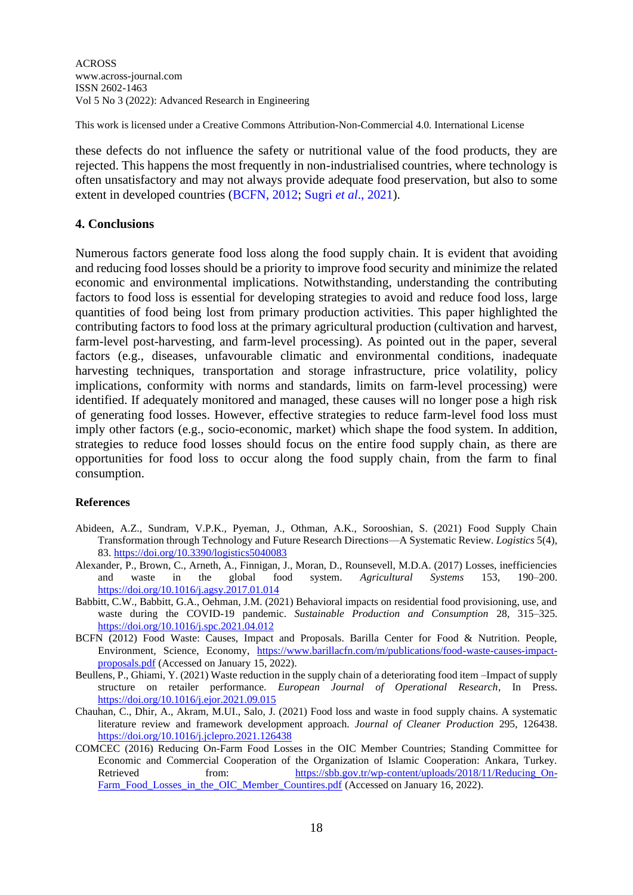these defects do not influence the safety or nutritional value of the food products, they are rejected. This happens the most frequently in non-industrialised countries, where technology is often unsatisfactory and may not always provide adequate food preservation, but also to some extent in developed countries (BCFN, 2012; Sugri *et al*., 2021).

## 4. Conclusions

Numerous factors generate food loss along the food supply chain. It is evident that avoiding and reducing food losses should be a priority to improve food security and minimize the related economic and environmental implications. Notwithstanding, understanding the contributing factors to food loss is essential for developing strategies to avoid and reduce food loss, large quantities of food being lost from primary production activities. This paper highlighted the contributing factors to food loss at the primary agricultural production (cultivation and harvest, farm-level post-harvesting, and farm-level processing). As pointed out in the paper, several factors (e.g., diseases, unfavourable climatic and environmental conditions, inadequate harvesting techniques, transportation and storage infrastructure, price volatility, policy implications, conformity with norms and standards, limits on farm-level processing) were identified. If adequately monitored and managed, these causes will no longer pose a high risk of generating food losses. However, effective strategies to reduce farm-level food loss must imply other factors (e.g., socio-economic, market) which shape the food system. In addition, strategies to reduce food losses should focus on the entire food supply chain, as there are opportunities for food loss to occur along the food supply chain, from the farm to final consumption.

## References

Abideen, A.Z., Sundram, V.P.K., Pyeman, J., Othman, A.K., Sorooshian, S. (2021) Food Supply Chain Transformation through Technology and Future Research Directions—A Systematic Review. *Logistics* 5(4), 83. https://doi.org/10.3390/logistics5040083

Alexander, P., Brown, C., Arneth, A., Finnigan, J., Moran, D., Rounsevell, M.D.A. (2017) Losses, inefficiencies and waste in the global food system. *Agricultural Systems* 153, 190–200. https://doi.org/10.1016/j.agsy.2017.01.014

Babbitt, C.W., Babbitt, G.A., Oehman, J.M. (2021) Behavioral impacts on residential food provisioning, use, and waste during the COVID-19 pandemic. *Sustainable Production and Consumption* 28, 315–325. https://doi.org/10.1016/j.spc.2021.04.012

BCFN (2012) Food Waste: Causes, Impact and Proposals. Barilla Center for Food & Nutrition. People, Environment, Science, Economy, https://www.barillacfn.com/m/publications/food-waste-causes-impact-proposals.pdf (Accessed on January 15, 2022).

Beullens, P., Ghiami, Y. (2021) Waste reduction in the supply chain of a deteriorating food item –Impact of supply structure on retailer performance. *European Journal of Operational Research*, In Press. https://doi.org/10.1016/j.ejor.2021.09.015

Chauhan, C., Dhir, A., Akram, M.UI., Salo, J. (2021) Food loss and waste in food supply chains. A systematic literature review and framework development approach. *Journal of Cleaner Production* 295, 126438. https://doi.org/10.1016/j.jclepro.2021.126438

COMCEC (2016) Reducing On-Farm Food Losses in the OIC Member Countries; Standing Committee for Economic and Commercial Cooperation of the Organization of Islamic Cooperation: Ankara, Turkey. Retrieved from: https://sbb.gov.tr/wp-content/uploads/2018/11/Reducing_On-Farm_Food_Losses_in_the_OIC_Member_Countires.pdf (Accessed on January 16, 2022).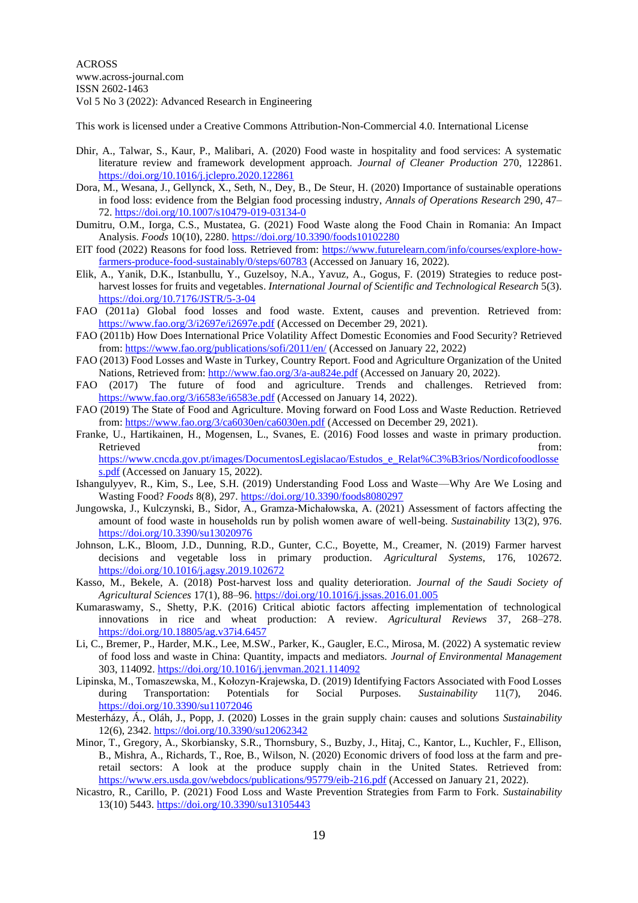- Dhir, A., Talwar, S., Kaur, P., Malibari, A. (2020) Food waste in hospitality and food services: A systematic literature review and framework development approach. *Journal of Cleaner Production* 270, 122861. https://doi.org/10.1016/j.jclepro.2020.122861
- Dora, M., Wesana, J., Gellynck, X., Seth, N., Dey, B., De Steur, H. (2020) Importance of sustainable operations in food loss: evidence from the Belgian food processing industry, *Annals of Operations Research* 290, 47–72. https://doi.org/10.1007/s10479-019-03134-0
- Dumitru, O.M., Iorga, C.S., Mustatea, G. (2021) Food Waste along the Food Chain in Romania: An Impact Analysis. *Foods* 10(10), 2280. https://doi.org/10.3390/foods10102280
- EIT food (2022) Reasons for food loss. Retrieved from: https://www.futurelearn.com/info/courses/explore-how-farmers-produce-food-sustainably/0/steps/60783 (Accessed on January 16, 2022).
- Elik, A., Yanik, D.K., Istanbullu, Y., Guzelsoy, N.A., Yavuz, A., Gogus, F. (2019) Strategies to reduce post-harvest losses for fruits and vegetables. *International Journal of Scientific and Technological Research* 5(3). https://doi.org/10.7176/JSTR/5-3-04
- FAO (2011a) Global food losses and food waste. Extent, causes and prevention. Retrieved from: https://www.fao.org/3/i2697e/i2697e.pdf (Accessed on December 29, 2021).
- FAO (2011b) How Does International Price Volatility Affect Domestic Economies and Food Security? Retrieved from: https://www.fao.org/publications/sofi/2011/en/ (Accessed on January 22, 2022)
- FAO (2013) Food Losses and Waste in Turkey, Country Report. Food and Agriculture Organization of the United Nations, Retrieved from: http://www.fao.org/3/a-au824e.pdf (Accessed on January 20, 2022).
- FAO (2017) The future of food and agriculture. Trends and challenges. Retrieved from: https://www.fao.org/3/i6583e/i6583e.pdf (Accessed on January 14, 2022).
- FAO (2019) The State of Food and Agriculture. Moving forward on Food Loss and Waste Reduction. Retrieved from: https://www.fao.org/3/ca6030en/ca6030en.pdf (Accessed on December 29, 2021).
- Franke, U., Hartikainen, H., Mogensen, L., Svanes, E. (2016) Food losses and waste in primary production. Retrieved from: https://www.cncda.gov.pt/images/DocumentosLegislacao/Estudos_e_Relat%C3%B3rios/Nordicofoodlosses.pdf (Accessed on January 15, 2022).
- Ishangulyyev, R., Kim, S., Lee, S.H. (2019) Understanding Food Loss and Waste—Why Are We Losing and Wasting Food? *Foods* 8(8), 297. https://doi.org/10.3390/foods8080297
- Jungowska, J., Kulczynski, B., Sidor, A., Gramza-Michałowska, A. (2021) Assessment of factors affecting the amount of food waste in households run by polish women aware of well-being. *Sustainability* 13(2), 976. https://doi.org/10.3390/su13020976
- Johnson, L.K., Bloom, J.D., Dunning, R.D., Gunter, C.C., Boyette, M., Creamer, N. (2019) Farmer harvest decisions and vegetable loss in primary production. *Agricultural Systems*, 176, 102672. https://doi.org/10.1016/j.agsy.2019.102672
- Kasso, M., Bekele, A. (2018) Post-harvest loss and quality deterioration. *Journal of the Saudi Society of Agricultural Sciences* 17(1), 88–96. https://doi.org/10.1016/j.jssas.2016.01.005
- Kumaraswamy, S., Shetty, P.K. (2016) Critical abiotic factors affecting implementation of technological innovations in rice and wheat production: A review. *Agricultural Reviews* 37, 268–278. https://doi.org/10.18805/ag.v37i4.6457
- Li, C., Bremer, P., Harder, M.K., Lee, M.SW., Parker, K., Gaugler, E.C., Mirosa, M. (2022) A systematic review of food loss and waste in China: Quantity, impacts and mediators. *Journal of Environmental Management* 303, 114092. https://doi.org/10.1016/j.jenvman.2021.114092
- Lipinska, M., Tomaszewska, M., Kołozyn-Krajewska, D. (2019) Identifying Factors Associated with Food Losses during Transportation: Potentials for Social Purposes. *Sustainability* 11(7), 2046. https://doi.org/10.3390/su11072046
- Mesterházy, Á., Oláh, J., Popp, J. (2020) Losses in the grain supply chain: causes and solutions *Sustainability* 12(6), 2342. https://doi.org/10.3390/su12062342
- Minor, T., Gregory, A., Skorbiansky, S.R., Thornsbury, S., Buzby, J., Hitaj, C., Kantor, L., Kuchler, F., Ellison, B., Mishra, A., Richards, T., Roe, B., Wilson, N. (2020) Economic drivers of food loss at the farm and pre-retail sectors: A look at the produce supply chain in the United States. Retrieved from: https://www.ers.usda.gov/webdocs/publications/95779/eib-216.pdf (Accessed on January 21, 2022).
- Nicastro, R., Carillo, P. (2021) Food Loss and Waste Prevention Strategies from Farm to Fork. *Sustainability* 13(10) 5443. https://doi.org/10.3390/su13105443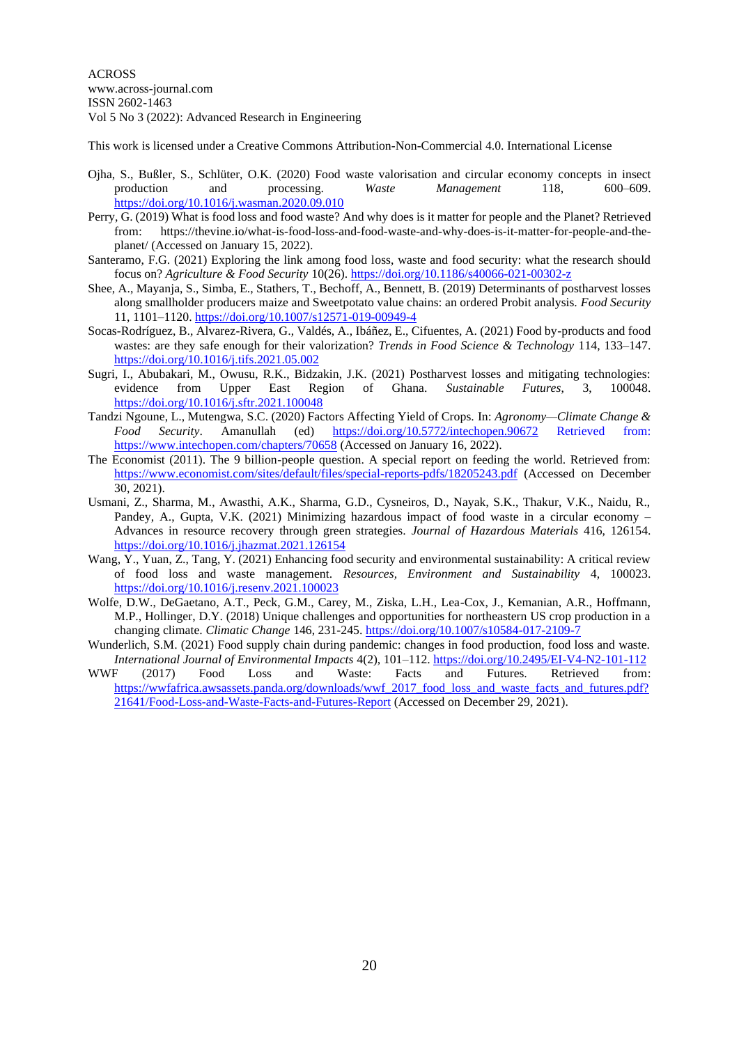- Ojha, S., Bußler, S., Schlüter, O.K. (2020) Food waste valorisation and circular economy concepts in insect production and processing. *Waste Management* 118, 600–609. https://doi.org/10.1016/j.wasman.2020.09.010
- Perry, G. (2019) What is food loss and food waste? And why does is it matter for people and the Planet? Retrieved from: https://thevine.io/what-is-food-loss-and-food-waste-and-why-does-is-it-matter-for-people-and-the-planet/ (Accessed on January 15, 2022).
- Santeramo, F.G. (2021) Exploring the link among food loss, waste and food security: what the research should focus on? *Agriculture & Food Security* 10(26). https://doi.org/10.1186/s40066-021-00302-z
- Shee, A., Mayanja, S., Simba, E., Stathers, T., Bechoff, A., Bennett, B. (2019) Determinants of postharvest losses along smallholder producers maize and Sweetpotato value chains: an ordered Probit analysis. *Food Security* 11, 1101–1120. https://doi.org/10.1007/s12571-019-00949-4
- Socas-Rodríguez, B., Alvarez-Rivera, G., Valdés, A., Ibáñez, E., Cifuentes, A. (2021) Food by-products and food wastes: are they safe enough for their valorization? *Trends in Food Science & Technology* 114, 133–147. https://doi.org/10.1016/j.tifs.2021.05.002
- Sugri, I., Abubakari, M., Owusu, R.K., Bidzakin, J.K. (2021) Postharvest losses and mitigating technologies: evidence from Upper East Region of Ghana. *Sustainable Futures*, 3, 100048. https://doi.org/10.1016/j.sftr.2021.100048
- Tandzi Ngoune, L., Mutengwa, S.C. (2020) Factors Affecting Yield of Crops. In: *Agronomy—Climate Change & Food Security*. Amanullah (ed) https://doi.org/10.5772/intechopen.90672 Retrieved from: https://www.intechopen.com/chapters/70658 (Accessed on January 16, 2022).
- The Economist (2011). The 9 billion-people question. A special report on feeding the world. Retrieved from: https://www.economist.com/sites/default/files/special-reports-pdfs/18205243.pdf (Accessed on December 30, 2021).
- Usmani, Z., Sharma, M., Awasthi, A.K., Sharma, G.D., Cysneiros, D., Nayak, S.K., Thakur, V.K., Naidu, R., Pandey, A., Gupta, V.K. (2021) Minimizing hazardous impact of food waste in a circular economy – Advances in resource recovery through green strategies. *Journal of Hazardous Materials* 416, 126154. https://doi.org/10.1016/j.jhazmat.2021.126154
- Wang, Y., Yuan, Z., Tang, Y. (2021) Enhancing food security and environmental sustainability: A critical review of food loss and waste management. *Resources, Environment and Sustainability* 4, 100023. https://doi.org/10.1016/j.resenv.2021.100023
- Wolfe, D.W., DeGaetano, A.T., Peck, G.M., Carey, M., Ziska, L.H., Lea-Cox, J., Kemanian, A.R., Hoffmann, M.P., Hollinger, D.Y. (2018) Unique challenges and opportunities for northeastern US crop production in a changing climate. *Climatic Change* 146, 231-245. https://doi.org/10.1007/s10584-017-2109-7
- Wunderlich, S.M. (2021) Food supply chain during pandemic: changes in food production, food loss and waste. *International Journal of Environmental Impacts* 4(2), 101–112. https://doi.org/10.2495/EI-V4-N2-101-112
- WWF (2017) Food Loss and Waste: Facts and Futures. Retrieved from: https://wwfafrica.awsassets.panda.org/downloads/wwf_2017_food_loss_and_waste_facts_and_futures.pdf?21641/Food-Loss-and-Waste-Facts-and-Futures-Report (Accessed on December 29, 2021).